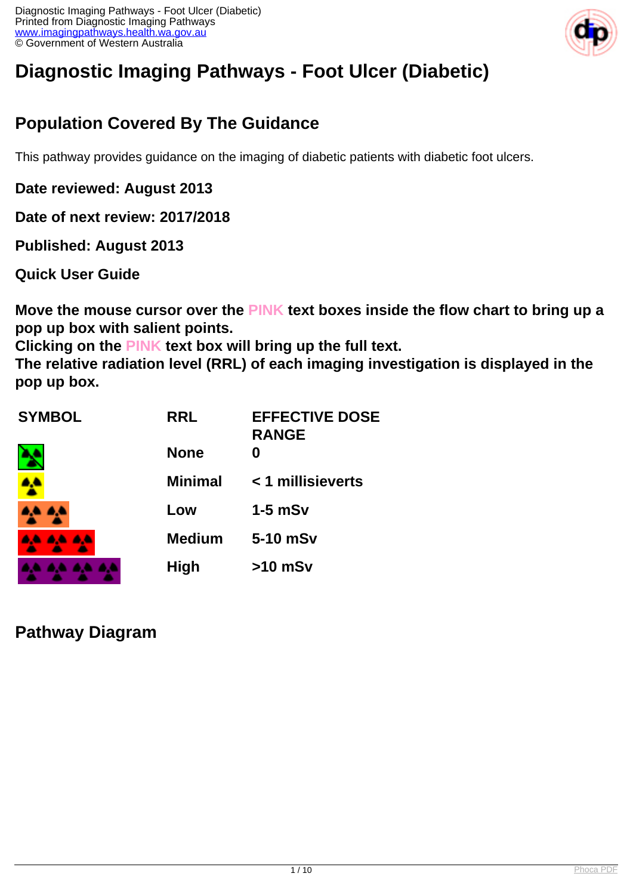# Diagnostic Imaging Pathways - Foot Ulcer (Diabetic)

## Population Covered By The Guidance

This pathway provides guidance on the imaging of diabetic patients with diabetic foot ulcers.

**Date reviewed: August 2013**

**Date of next review: 2017/2018**

**Published: August 2013**

**Quick User Guide**

**Move the mouse cursor over the PINK text boxes inside the flow chart to bring up a pop up box with salient points.**
**Clicking on the PINK text box will bring up the full text.**
**The relative radiation level (RRL) of each imaging investigation is displayed in the pop up box.**

| SYMBOL | RRL | EFFECTIVE DOSE RANGE |
|---|---|---|
| | None | 0 |
| | Minimal | < 1 millisieverts |
| | Low | 1-5 mSv |
| | Medium | 5-10 mSv |
| | High | >10 mSv |

## Pathway Diagram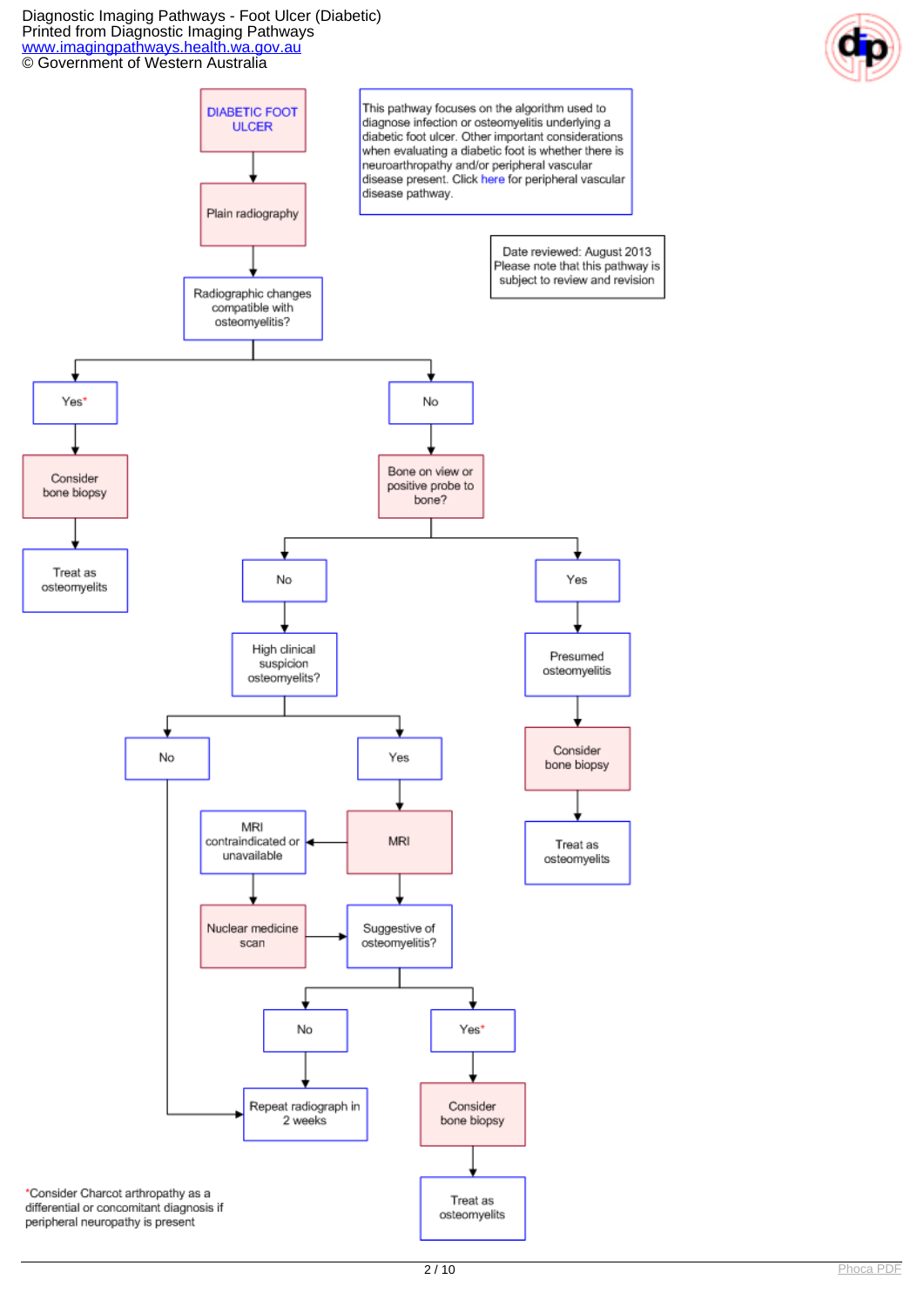# DIABETIC FOOT ULCER

This pathway focuses on the algorithm used to diagnose infection or osteomyelitis underlying a diabetic foot ulcer. Other important considerations when evaluating a diabetic foot is whether there is neuroarthropathy and/or peripheral vascular disease present. Click here for peripheral vascular disease pathway.

Date reviewed: August 2013
Please note that this pathway is subject to review and revision

- **Diabetic foot ulcer** → Plain radiography
- **Plain radiography** → Radiographic changes compatible with osteomyelitis?
  - **Yes*** → Consider bone biopsy → Treat as osteomyelitis
  - **No** → Bone on view or positive probe to bone?
    - **Yes** → Presumed osteomyelitis → Consider bone biopsy → Treat as osteomyelitis
    - **No** → High clinical suspicion osteomyelitis?
      - **No** → Repeat radiograph in 2 weeks
      - **Yes** → MRI
        - MRI → Suggestive of osteomyelitis?
        - MRI contraindicated or unavailable → Nuclear medicine scan → Suggestive of osteomyelitis?
        - **Suggestive of osteomyelitis?**
          - **No** → Repeat radiograph in 2 weeks
          - **Yes*** → Consider bone biopsy → Treat as osteomyelitis

*Consider Charcot arthropathy as a differential or concomitant diagnosis if peripheral neuropathy is present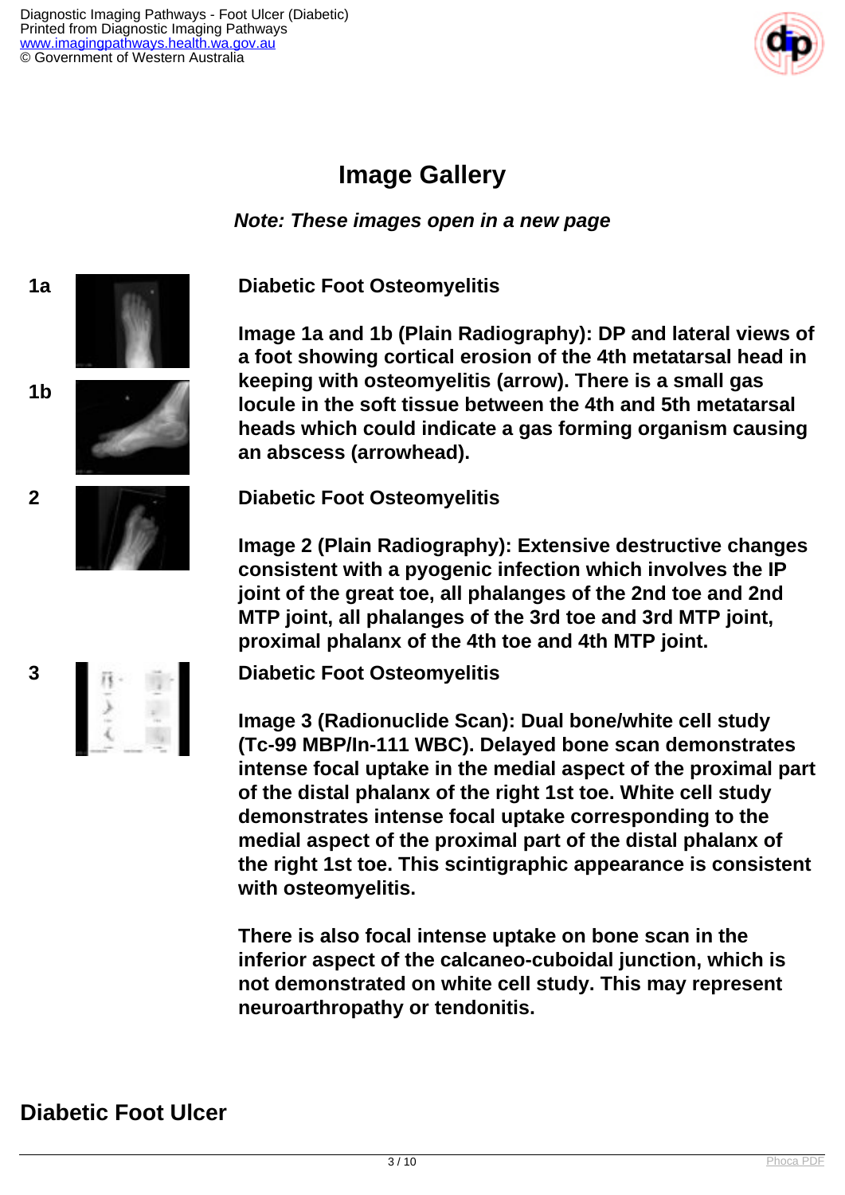# Image Gallery

***Note: These images open in a new page***

**1a**

**1b**

**Diabetic Foot Osteomyelitis**

**Image 1a and 1b (Plain Radiography): DP and lateral views of a foot showing cortical erosion of the 4th metatarsal head in keeping with osteomyelitis (arrow). There is a small gas locule in the soft tissue between the 4th and 5th metatarsal heads which could indicate a gas forming organism causing an abscess (arrowhead).**

**2**

**Diabetic Foot Osteomyelitis**

**Image 2 (Plain Radiography): Extensive destructive changes consistent with a pyogenic infection which involves the IP joint of the great toe, all phalanges of the 2nd toe and 2nd MTP joint, all phalanges of the 3rd toe and 3rd MTP joint, proximal phalanx of the 4th toe and 4th MTP joint.**

**3**

**Diabetic Foot Osteomyelitis**

**Image 3 (Radionuclide Scan): Dual bone/white cell study (Tc-99 MBP/In-111 WBC). Delayed bone scan demonstrates intense focal uptake in the medial aspect of the proximal part of the distal phalanx of the right 1st toe. White cell study demonstrates intense focal uptake corresponding to the medial aspect of the proximal part of the distal phalanx of the right 1st toe. This scintigraphic appearance is consistent with osteomyelitis.**

**There is also focal intense uptake on bone scan in the inferior aspect of the calcaneo-cuboidal junction, which is not demonstrated on white cell study. This may represent neuroarthropathy or tendonitis.**

## Diabetic Foot Ulcer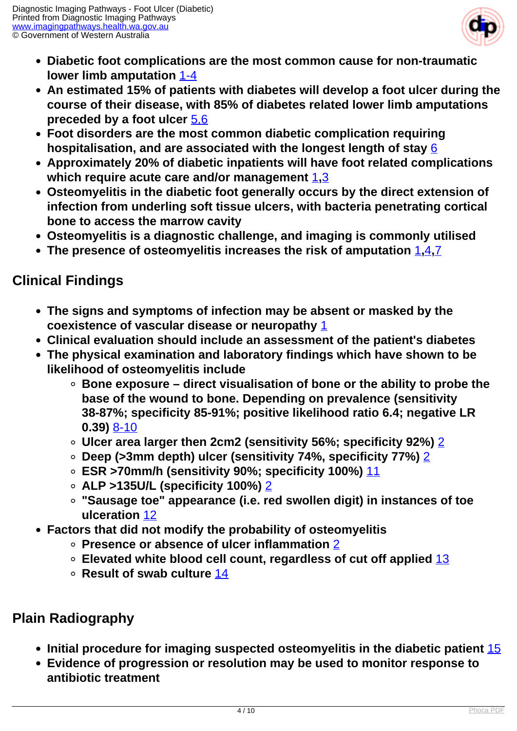- **Diabetic foot complications are the most common cause for non-traumatic lower limb amputation** [1-4]
- **An estimated 15% of patients with diabetes will develop a foot ulcer during the course of their disease, with 85% of diabetes related lower limb amputations preceded by a foot ulcer** [5,6]
- **Foot disorders are the most common diabetic complication requiring hospitalisation, and are associated with the longest length of stay** [6]
- **Approximately 20% of diabetic inpatients will have foot related complications which require acute care and/or management** [1,3]
- **Osteomyelitis in the diabetic foot generally occurs by the direct extension of infection from underling soft tissue ulcers, with bacteria penetrating cortical bone to access the marrow cavity**
- **Osteomyelitis is a diagnostic challenge, and imaging is commonly utilised**
- **The presence of osteomyelitis increases the risk of amputation** [1,4,7]

## Clinical Findings

- **The signs and symptoms of infection may be absent or masked by the coexistence of vascular disease or neuropathy** [1]
- **Clinical evaluation should include an assessment of the patient's diabetes**
- **The physical examination and laboratory findings which have shown to be likelihood of osteomyelitis include**
  - **Bone exposure – direct visualisation of bone or the ability to probe the base of the wound to bone. Depending on prevalence (sensitivity 38-87%; specificity 85-91%; positive likelihood ratio 6.4; negative LR 0.39)** [8-10]
  - **Ulcer area larger then 2cm2 (sensitivity 56%; specificity 92%)** [2]
  - **Deep (>3mm depth) ulcer (sensitivity 74%, specificity 77%)** [2]
  - **ESR >70mm/h (sensitivity 90%; specificity 100%)** [11]
  - **ALP >135U/L (specificity 100%)** [2]
  - **"Sausage toe" appearance (i.e. red swollen digit) in instances of toe ulceration** [12]
- **Factors that did not modify the probability of osteomyelitis**
  - **Presence or absence of ulcer inflammation** [2]
  - **Elevated white blood cell count, regardless of cut off applied** [13]
  - **Result of swab culture** [14]

## Plain Radiography

- **Initial procedure for imaging suspected osteomyelitis in the diabetic patient** [15]
- **Evidence of progression or resolution may be used to monitor response to antibiotic treatment**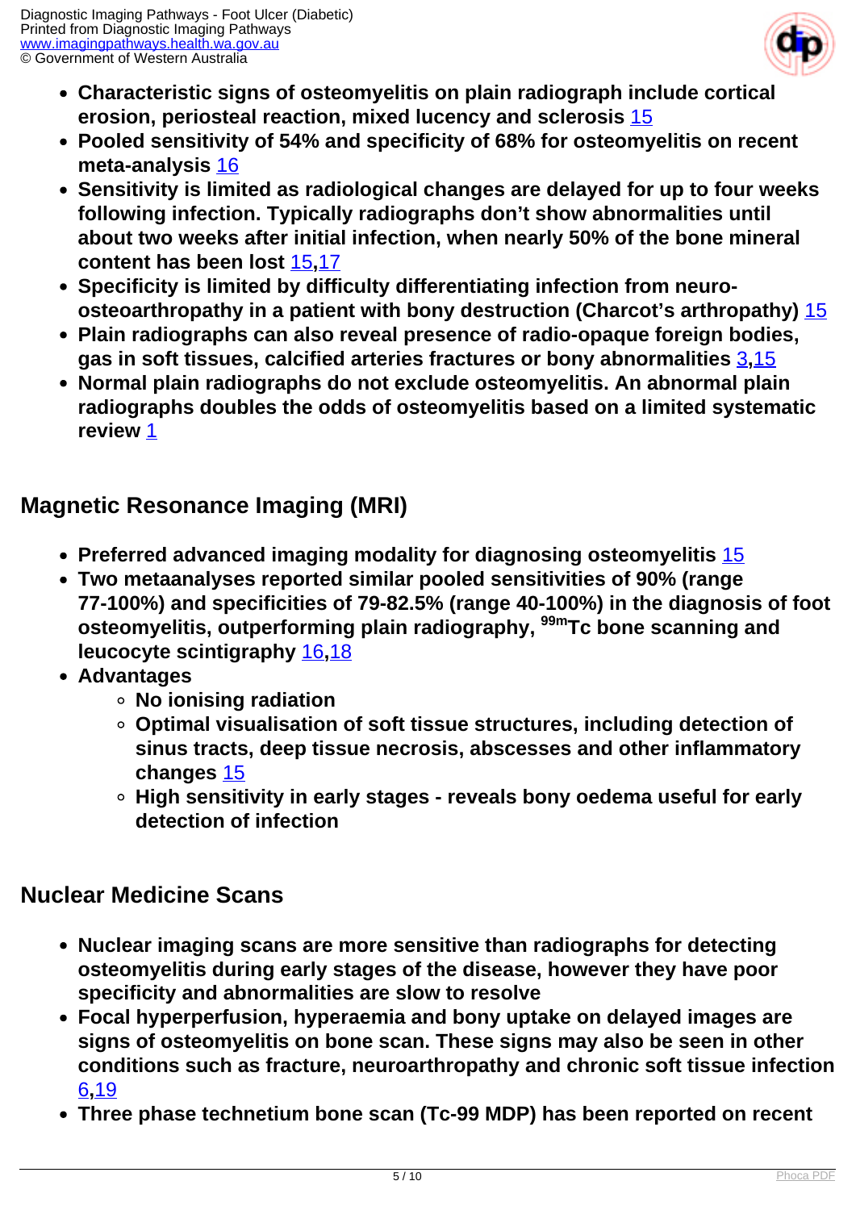- **Characteristic signs of osteomyelitis on plain radiograph include cortical erosion, periosteal reaction, mixed lucency and sclerosis** [15]
- **Pooled sensitivity of 54% and specificity of 68% for osteomyelitis on recent meta-analysis** [16]
- **Sensitivity is limited as radiological changes are delayed for up to four weeks following infection. Typically radiographs don't show abnormalities until about two weeks after initial infection, when nearly 50% of the bone mineral content has been lost** [15,17]
- **Specificity is limited by difficulty differentiating infection from neuro-osteoarthropathy in a patient with bony destruction (Charcot's arthropathy)** [15]
- **Plain radiographs can also reveal presence of radio-opaque foreign bodies, gas in soft tissues, calcified arteries fractures or bony abnormalities** [3,15]
- **Normal plain radiographs do not exclude osteomyelitis. An abnormal plain radiographs doubles the odds of osteomyelitis based on a limited systematic review** [1]

## Magnetic Resonance Imaging (MRI)

- **Preferred advanced imaging modality for diagnosing osteomyelitis** [15]
- **Two metaanalyses reported similar pooled sensitivities of 90% (range 77-100%) and specificities of 79-82.5% (range 40-100%) in the diagnosis of foot osteomyelitis, outperforming plain radiography, $^{99m}$Tc bone scanning and leucocyte scintigraphy** [16,18]
- **Advantages**
  - **No ionising radiation**
  - **Optimal visualisation of soft tissue structures, including detection of sinus tracts, deep tissue necrosis, abscesses and other inflammatory changes** [15]
  - **High sensitivity in early stages - reveals bony oedema useful for early detection of infection**

## Nuclear Medicine Scans

- **Nuclear imaging scans are more sensitive than radiographs for detecting osteomyelitis during early stages of the disease, however they have poor specificity and abnormalities are slow to resolve**
- **Focal hyperperfusion, hyperaemia and bony uptake on delayed images are signs of osteomyelitis on bone scan. These signs may also be seen in other conditions such as fracture, neuroarthropathy and chronic soft tissue infection** [6,19]
- **Three phase technetium bone scan (Tc-99 MDP) has been reported on recent**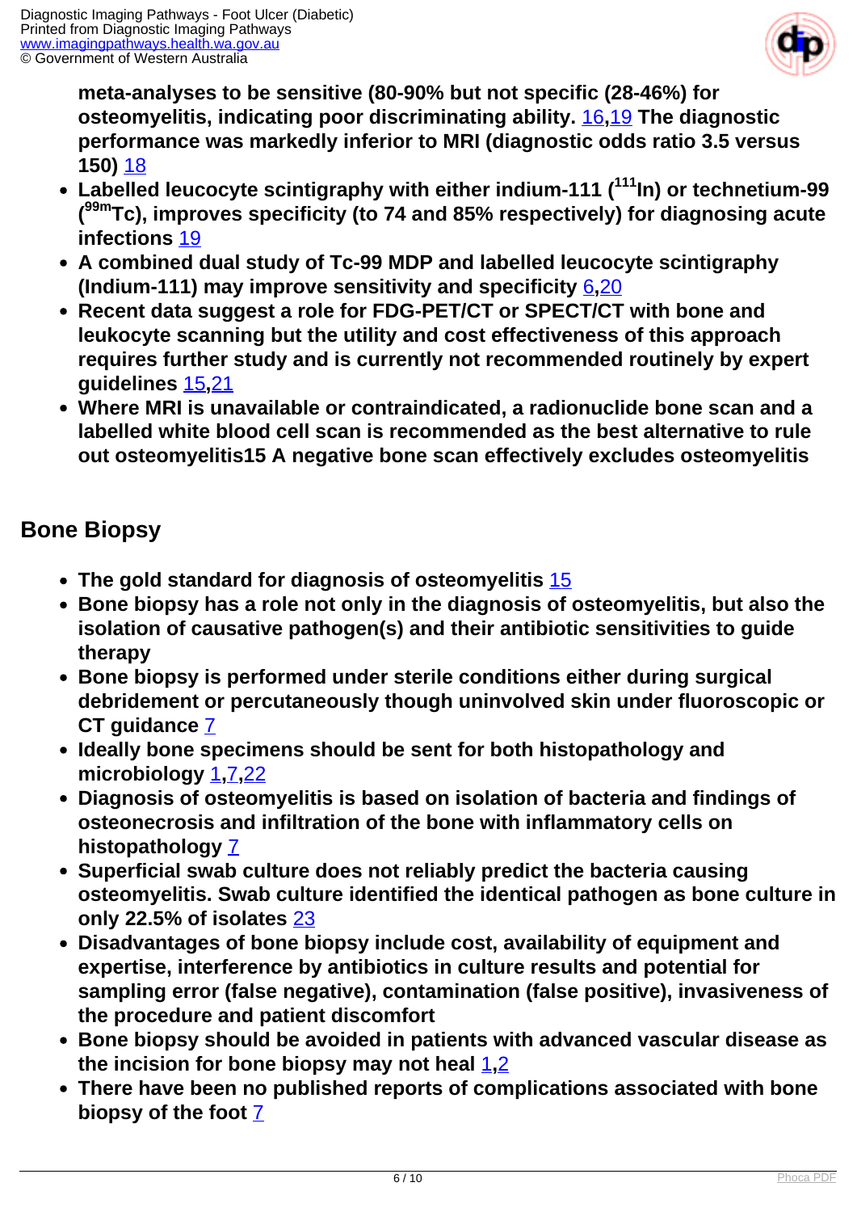**meta-analyses to be sensitive (80-90% but not specific (28-46%) for osteomyelitis, indicating poor discriminating ability. 16,19 The diagnostic performance was markedly inferior to MRI (diagnostic odds ratio 3.5 versus 150) 18**

- **Labelled leucocyte scintigraphy with either indium-111 ($^{111}$In) or technetium-99 ($^{99m}$Tc), improves specificity (to 74 and 85% respectively) for diagnosing acute infections 19**
- **A combined dual study of Tc-99 MDP and labelled leucocyte scintigraphy (Indium-111) may improve sensitivity and specificity 6,20**
- **Recent data suggest a role for FDG-PET/CT or SPECT/CT with bone and leukocyte scanning but the utility and cost effectiveness of this approach requires further study and is currently not recommended routinely by expert guidelines 15,21**
- **Where MRI is unavailable or contraindicated, a radionuclide bone scan and a labelled white blood cell scan is recommended as the best alternative to rule out osteomyelitis15 A negative bone scan effectively excludes osteomyelitis**

## Bone Biopsy

- **The gold standard for diagnosis of osteomyelitis 15**
- **Bone biopsy has a role not only in the diagnosis of osteomyelitis, but also the isolation of causative pathogen(s) and their antibiotic sensitivities to guide therapy**
- **Bone biopsy is performed under sterile conditions either during surgical debridement or percutaneously though uninvolved skin under fluoroscopic or CT guidance 7**
- **Ideally bone specimens should be sent for both histopathology and microbiology 1,7,22**
- **Diagnosis of osteomyelitis is based on isolation of bacteria and findings of osteonecrosis and infiltration of the bone with inflammatory cells on histopathology 7**
- **Superficial swab culture does not reliably predict the bacteria causing osteomyelitis. Swab culture identified the identical pathogen as bone culture in only 22.5% of isolates 23**
- **Disadvantages of bone biopsy include cost, availability of equipment and expertise, interference by antibiotics in culture results and potential for sampling error (false negative), contamination (false positive), invasiveness of the procedure and patient discomfort**
- **Bone biopsy should be avoided in patients with advanced vascular disease as the incision for bone biopsy may not heal 1,2**
- **There have been no published reports of complications associated with bone biopsy of the foot 7**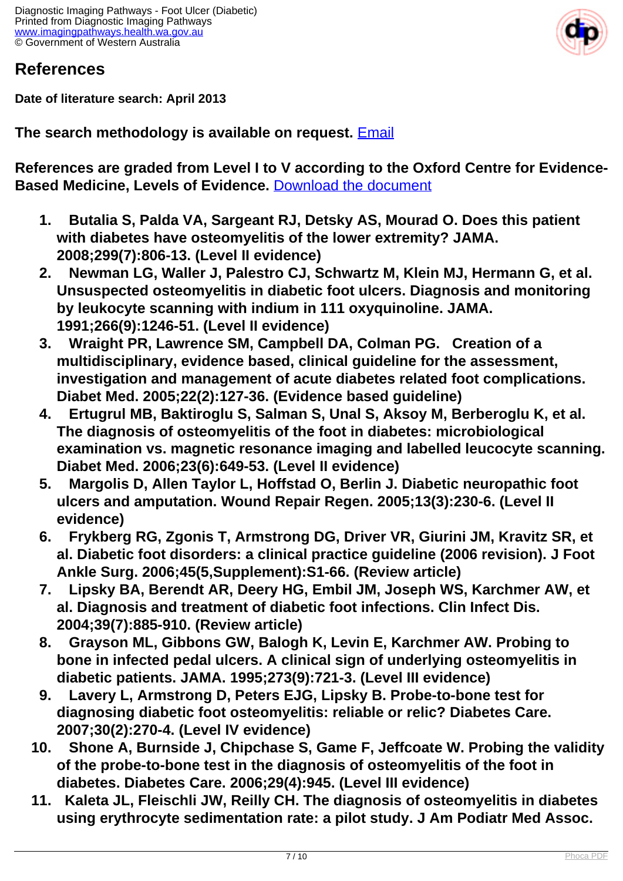## References

**Date of literature search: April 2013**

**The search methodology is available on request.** [Email]

**References are graded from Level I to V according to the Oxford Centre for Evidence-Based Medicine, Levels of Evidence.** [Download the document]

1. **Butalia S, Palda VA, Sargeant RJ, Detsky AS, Mourad O. Does this patient with diabetes have osteomyelitis of the lower extremity? JAMA. 2008;299(7):806-13. (Level II evidence)**
2. **Newman LG, Waller J, Palestro CJ, Schwartz M, Klein MJ, Hermann G, et al. Unsuspected osteomyelitis in diabetic foot ulcers. Diagnosis and monitoring by leukocyte scanning with indium in 111 oxyquinoline. JAMA. 1991;266(9):1246-51. (Level II evidence)**
3. **Wraight PR, Lawrence SM, Campbell DA, Colman PG. Creation of a multidisciplinary, evidence based, clinical guideline for the assessment, investigation and management of acute diabetes related foot complications. Diabet Med. 2005;22(2):127-36. (Evidence based guideline)**
4. **Ertugrul MB, Baktiroglu S, Salman S, Unal S, Aksoy M, Berberoglu K, et al. The diagnosis of osteomyelitis of the foot in diabetes: microbiological examination vs. magnetic resonance imaging and labelled leucocyte scanning. Diabet Med. 2006;23(6):649-53. (Level II evidence)**
5. **Margolis D, Allen Taylor L, Hoffstad O, Berlin J. Diabetic neuropathic foot ulcers and amputation. Wound Repair Regen. 2005;13(3):230-6. (Level II evidence)**
6. **Frykberg RG, Zgonis T, Armstrong DG, Driver VR, Giurini JM, Kravitz SR, et al. Diabetic foot disorders: a clinical practice guideline (2006 revision). J Foot Ankle Surg. 2006;45(5,Supplement):S1-66. (Review article)**
7. **Lipsky BA, Berendt AR, Deery HG, Embil JM, Joseph WS, Karchmer AW, et al. Diagnosis and treatment of diabetic foot infections. Clin Infect Dis. 2004;39(7):885-910. (Review article)**
8. **Grayson ML, Gibbons GW, Balogh K, Levin E, Karchmer AW. Probing to bone in infected pedal ulcers. A clinical sign of underlying osteomyelitis in diabetic patients. JAMA. 1995;273(9):721-3. (Level III evidence)**
9. **Lavery L, Armstrong D, Peters EJG, Lipsky B. Probe-to-bone test for diagnosing diabetic foot osteomyelitis: reliable or relic? Diabetes Care. 2007;30(2):270-4. (Level IV evidence)**
10. **Shone A, Burnside J, Chipchase S, Game F, Jeffcoate W. Probing the validity of the probe-to-bone test in the diagnosis of osteomyelitis of the foot in diabetes. Diabetes Care. 2006;29(4):945. (Level III evidence)**
11. **Kaleta JL, Fleischli JW, Reilly CH. The diagnosis of osteomyelitis in diabetes using erythrocyte sedimentation rate: a pilot study. J Am Podiatr Med Assoc.**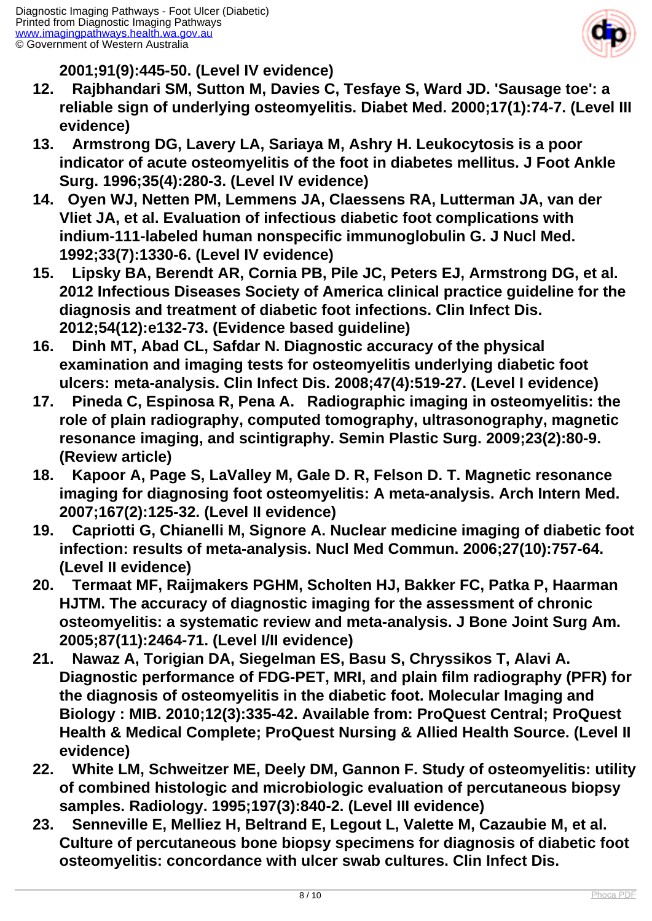**2001;91(9):445-50. (Level IV evidence)**

12. **Rajbhandari SM, Sutton M, Davies C, Tesfaye S, Ward JD. 'Sausage toe': a reliable sign of underlying osteomyelitis. Diabet Med. 2000;17(1):74-7. (Level III evidence)**
13. **Armstrong DG, Lavery LA, Sariaya M, Ashry H. Leukocytosis is a poor indicator of acute osteomyelitis of the foot in diabetes mellitus. J Foot Ankle Surg. 1996;35(4):280-3. (Level IV evidence)**
14. **Oyen WJ, Netten PM, Lemmens JA, Claessens RA, Lutterman JA, van der Vliet JA, et al. Evaluation of infectious diabetic foot complications with indium-111-labeled human nonspecific immunoglobulin G. J Nucl Med. 1992;33(7):1330-6. (Level IV evidence)**
15. **Lipsky BA, Berendt AR, Cornia PB, Pile JC, Peters EJ, Armstrong DG, et al. 2012 Infectious Diseases Society of America clinical practice guideline for the diagnosis and treatment of diabetic foot infections. Clin Infect Dis. 2012;54(12):e132-73. (Evidence based guideline)**
16. **Dinh MT, Abad CL, Safdar N. Diagnostic accuracy of the physical examination and imaging tests for osteomyelitis underlying diabetic foot ulcers: meta-analysis. Clin Infect Dis. 2008;47(4):519-27. (Level I evidence)**
17. **Pineda C, Espinosa R, Pena A. Radiographic imaging in osteomyelitis: the role of plain radiography, computed tomography, ultrasonography, magnetic resonance imaging, and scintigraphy. Semin Plastic Surg. 2009;23(2):80-9. (Review article)**
18. **Kapoor A, Page S, LaValley M, Gale D. R, Felson D. T. Magnetic resonance imaging for diagnosing foot osteomyelitis: A meta-analysis. Arch Intern Med. 2007;167(2):125-32. (Level II evidence)**
19. **Capriotti G, Chianelli M, Signore A. Nuclear medicine imaging of diabetic foot infection: results of meta-analysis. Nucl Med Commun. 2006;27(10):757-64. (Level II evidence)**
20. **Termaat MF, Raijmakers PGHM, Scholten HJ, Bakker FC, Patka P, Haarman HJTM. The accuracy of diagnostic imaging for the assessment of chronic osteomyelitis: a systematic review and meta-analysis. J Bone Joint Surg Am. 2005;87(11):2464-71. (Level I/II evidence)**
21. **Nawaz A, Torigian DA, Siegelman ES, Basu S, Chryssikos T, Alavi A. Diagnostic performance of FDG-PET, MRI, and plain film radiography (PFR) for the diagnosis of osteomyelitis in the diabetic foot. Molecular Imaging and Biology : MIB. 2010;12(3):335-42. Available from: ProQuest Central; ProQuest Health & Medical Complete; ProQuest Nursing & Allied Health Source. (Level II evidence)**
22. **White LM, Schweitzer ME, Deely DM, Gannon F. Study of osteomyelitis: utility of combined histologic and microbiologic evaluation of percutaneous biopsy samples. Radiology. 1995;197(3):840-2. (Level III evidence)**
23. **Senneville E, Melliez H, Beltrand E, Legout L, Valette M, Cazaubie M, et al. Culture of percutaneous bone biopsy specimens for diagnosis of diabetic foot osteomyelitis: concordance with ulcer swab cultures. Clin Infect Dis.**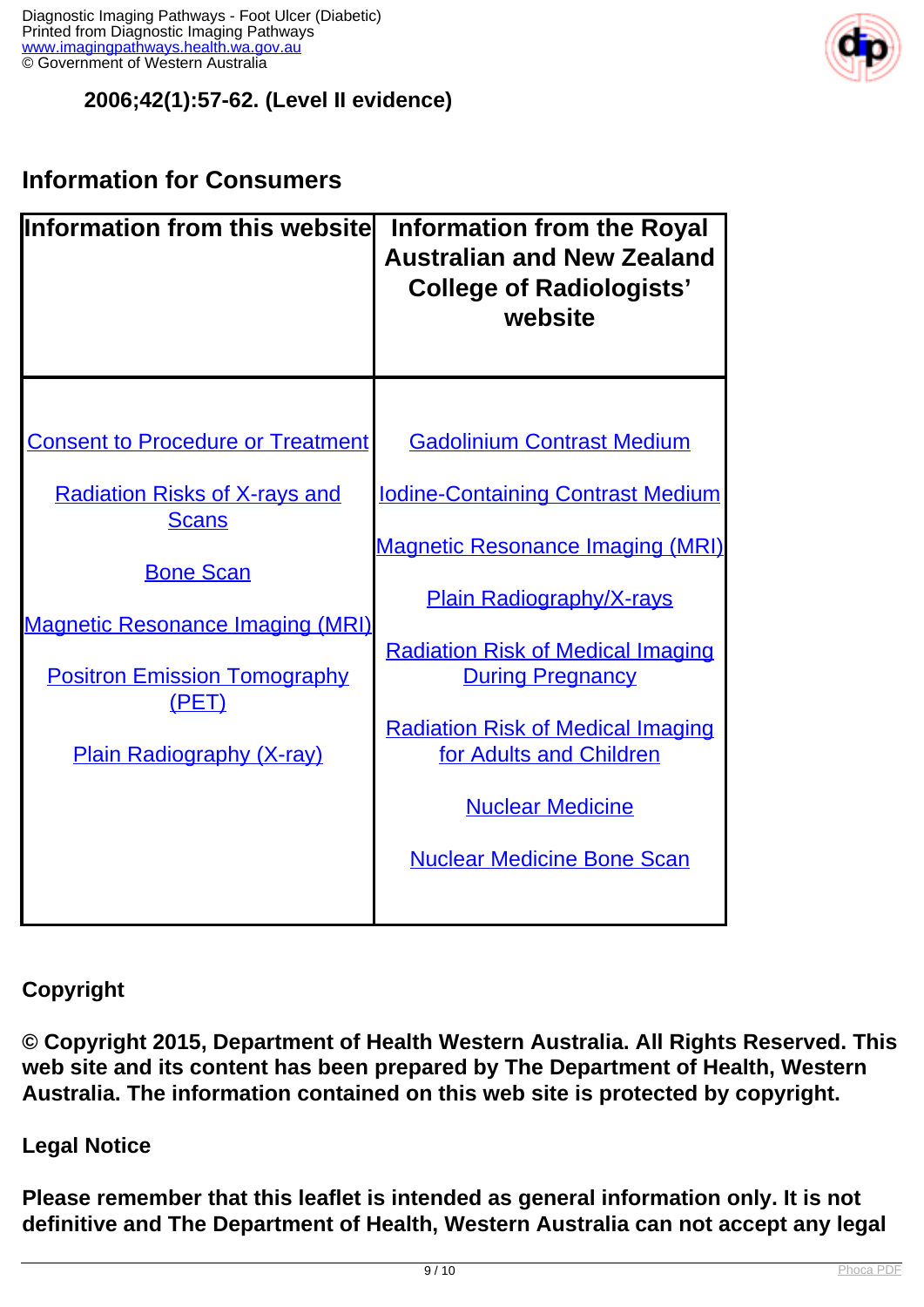**2006;42(1):57-62. (Level II evidence)**

## Information for Consumers

| Information from this website | Information from the Royal Australian and New Zealand College of Radiologists' website |
| --- | --- |
| Consent to Procedure or Treatment<br><br>Radiation Risks of X-rays and Scans<br><br>Bone Scan<br><br>Magnetic Resonance Imaging (MRI)<br><br>Positron Emission Tomography (PET)<br><br>Plain Radiography (X-ray) | Gadolinium Contrast Medium<br><br>Iodine-Containing Contrast Medium<br><br>Magnetic Resonance Imaging (MRI)<br><br>Plain Radiography/X-rays<br><br>Radiation Risk of Medical Imaging During Pregnancy<br><br>Radiation Risk of Medical Imaging for Adults and Children<br><br>Nuclear Medicine<br><br>Nuclear Medicine Bone Scan |

**Copyright**

**© Copyright 2015, Department of Health Western Australia. All Rights Reserved. This web site and its content has been prepared by The Department of Health, Western Australia. The information contained on this web site is protected by copyright.**

**Legal Notice**

**Please remember that this leaflet is intended as general information only. It is not definitive and The Department of Health, Western Australia can not accept any legal**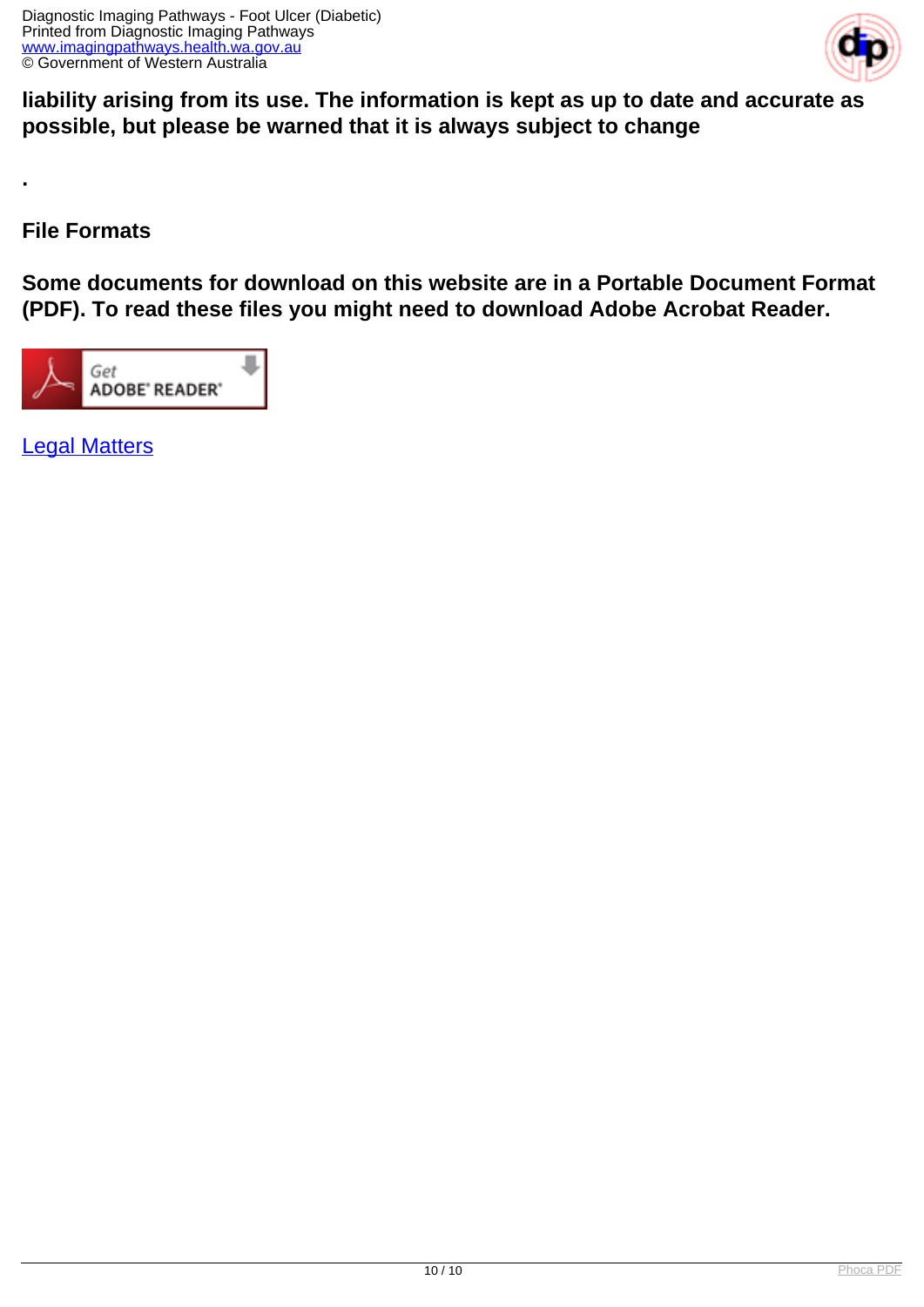**liability arising from its use. The information is kept as up to date and accurate as possible, but please be warned that it is always subject to change**

**.**

**File Formats**

**Some documents for download on this website are in a Portable Document Format (PDF). To read these files you might need to download Adobe Acrobat Reader.**

Get ADOBE® READER®

Legal Matters